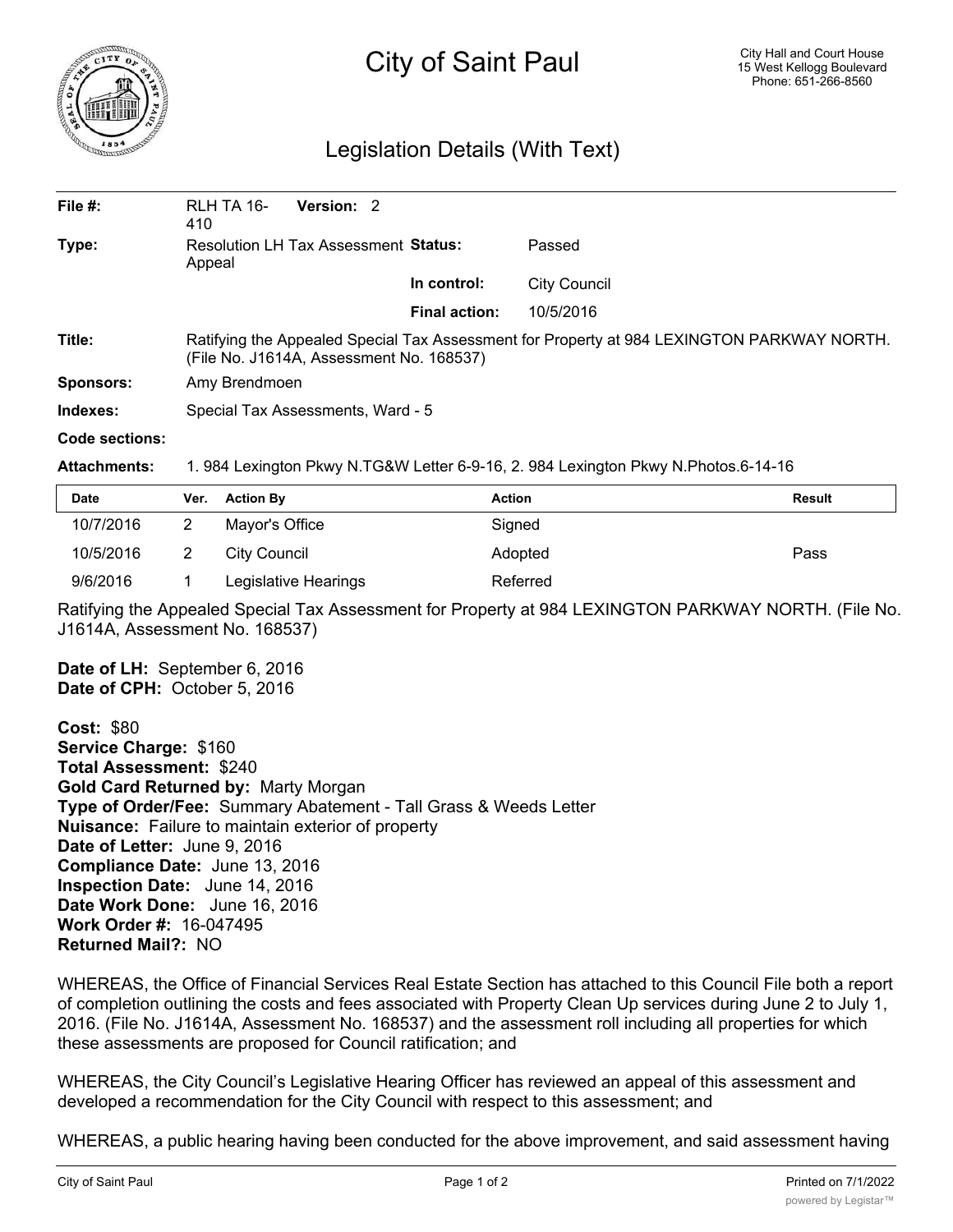# City of Saint Paul

City Hall and Court House
15 West Kellogg Boulevard
Phone: 651-266-8560

## Legislation Details (With Text)

| | | | |
|---|---|---|---|
| **File #:** | RLH TA 16-410 **Version:** 2 | | |
| **Type:** | Resolution LH Tax Assessment Appeal | **Status:** | Passed |
| | | **In control:** | City Council |
| | | **Final action:** | 10/5/2016 |

**Title:** Ratifying the Appealed Special Tax Assessment for Property at 984 LEXINGTON PARKWAY NORTH. (File No. J1614A, Assessment No. 168537)

**Sponsors:** Amy Brendmoen

**Indexes:** Special Tax Assessments, Ward - 5

**Code sections:**

**Attachments:** 1. 984 Lexington Pkwy N.TG&W Letter 6-9-16, 2. 984 Lexington Pkwy N.Photos.6-14-16

| Date | Ver. | Action By | Action | Result |
|---|---|---|---|---|
| 10/7/2016 | 2 | Mayor's Office | Signed | |
| 10/5/2016 | 2 | City Council | Adopted | Pass |
| 9/6/2016 | 1 | Legislative Hearings | Referred | |

Ratifying the Appealed Special Tax Assessment for Property at 984 LEXINGTON PARKWAY NORTH. (File No. J1614A, Assessment No. 168537)

**Date of LH:** September 6, 2016
**Date of CPH:** October 5, 2016

**Cost:** $80
**Service Charge:** $160
**Total Assessment:** $240
**Gold Card Returned by:** Marty Morgan
**Type of Order/Fee:** Summary Abatement - Tall Grass & Weeds Letter
**Nuisance:** Failure to maintain exterior of property
**Date of Letter:** June 9, 2016
**Compliance Date:** June 13, 2016
**Inspection Date:** June 14, 2016
**Date Work Done:** June 16, 2016
**Work Order #:** 16-047495
**Returned Mail?:** NO

WHEREAS, the Office of Financial Services Real Estate Section has attached to this Council File both a report of completion outlining the costs and fees associated with Property Clean Up services during June 2 to July 1, 2016. (File No. J1614A, Assessment No. 168537) and the assessment roll including all properties for which these assessments are proposed for Council ratification; and

WHEREAS, the City Council's Legislative Hearing Officer has reviewed an appeal of this assessment and developed a recommendation for the City Council with respect to this assessment; and

WHEREAS, a public hearing having been conducted for the above improvement, and said assessment having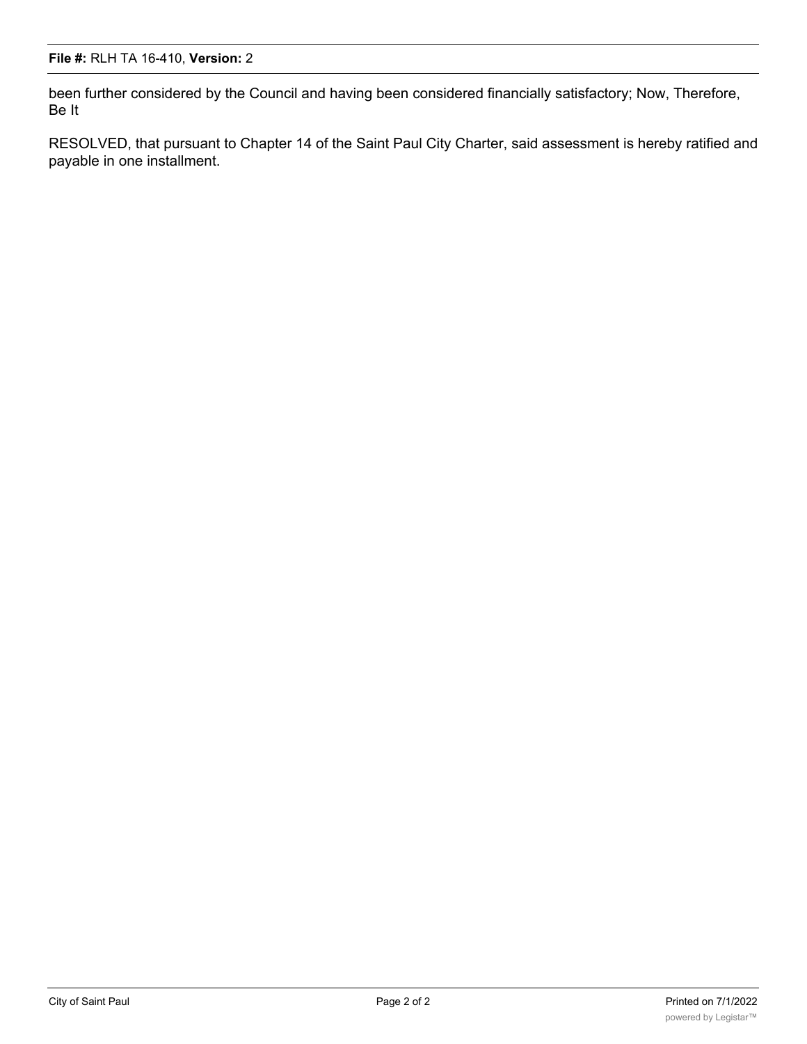been further considered by the Council and having been considered financially satisfactory; Now, Therefore, Be It

RESOLVED, that pursuant to Chapter 14 of the Saint Paul City Charter, said assessment is hereby ratified and payable in one installment.